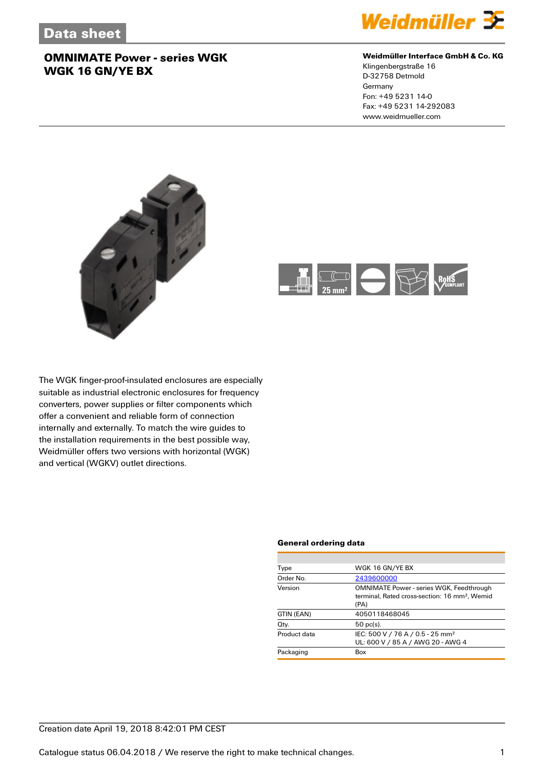Data sheet

# OMNIMATE Power - series WGK
# WGK 16 GN/YE BX

**Weidmüller Interface GmbH & Co. KG**
Klingenbergstraße 16
D-32758 Detmold
Germany
Fon: +49 5231 14-0
Fax: +49 5231 14-292083
www.weidmueller.com

The WGK finger-proof-insulated enclosures are especially suitable as industrial electronic enclosures for frequency converters, power supplies or filter components which offer a convenient and reliable form of connection internally and externally. To match the wire guides to the installation requirements in the best possible way, Weidmüller offers two versions with horizontal (WGK) and vertical (WGKV) outlet directions.

### General ordering data

| | |
|---|---|
| Type | WGK 16 GN/YE BX |
| Order No. | 2439600000 |
| Version | OMNIMATE Power - series WGK, Feedthrough terminal, Rated cross-section: 16 mm², Wemid (PA) |
| GTIN (EAN) | 4050118468045 |
| Qty. | 50 pc(s). |
| Product data | IEC: 500 V / 76 A / 0.5 - 25 mm²<br>UL: 600 V / 85 A / AWG 20 - AWG 4 |
| Packaging | Box |

Creation date April 19, 2018 8:42:01 PM CEST

Catalogue status 06.04.2018 / We reserve the right to make technical changes.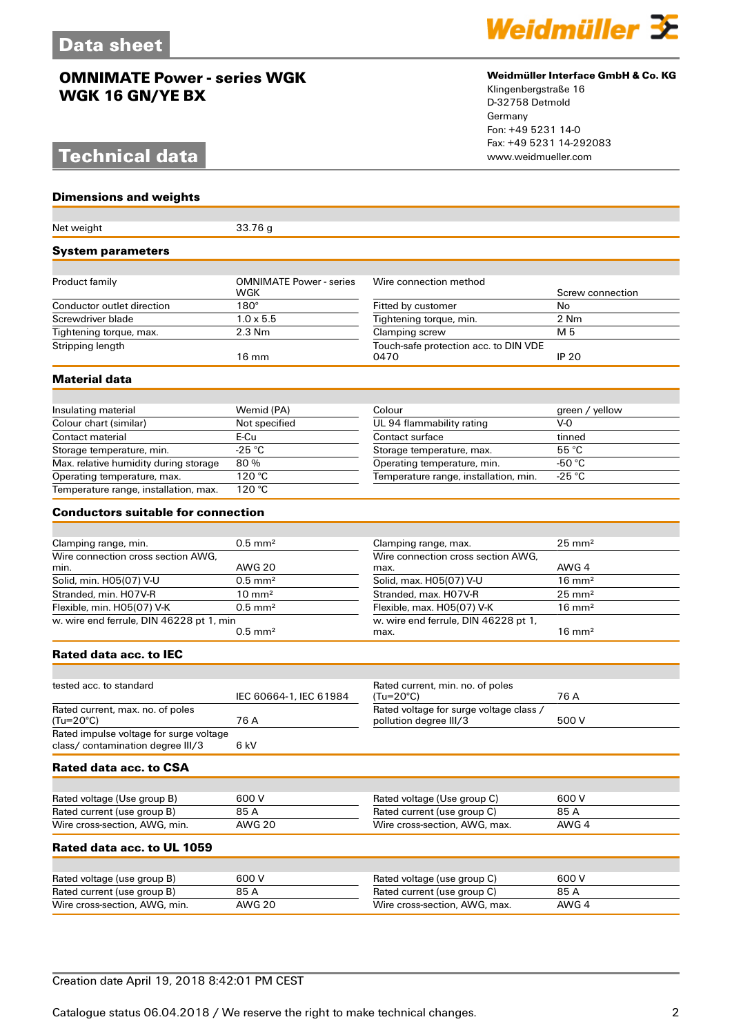# Data sheet

## OMNIMATE Power - series WGK
## WGK 16 GN/YE BX

**Weidmüller Interface GmbH & Co. KG**
Klingenbergstraße 16
D-32758 Detmold
Germany
Fon: +49 5231 14-0
Fax: +49 5231 14-292083
www.weidmueller.com

# Technical data

### Dimensions and weights

| | |
|---|---|
| Net weight | 33.76 g |

### System parameters

| | | | |
|---|---|---|---|
| Product family | OMNIMATE Power - series WGK | Wire connection method | Screw connection |
| Conductor outlet direction | 180° | Fitted by customer | No |
| Screwdriver blade | 1.0 x 5.5 | Tightening torque, min. | 2 Nm |
| Tightening torque, max. | 2.3 Nm | Clamping screw | M 5 |
| Stripping length | 16 mm | Touch-safe protection acc. to DIN VDE 0470 | IP 20 |

### Material data

| | | | |
|---|---|---|---|
| Insulating material | Wemid (PA) | Colour | green / yellow |
| Colour chart (similar) | Not specified | UL 94 flammability rating | V-0 |
| Contact material | E-Cu | Contact surface | tinned |
| Storage temperature, min. | -25 °C | Storage temperature, max. | 55 °C |
| Max. relative humidity during storage | 80 % | Operating temperature, min. | -50 °C |
| Operating temperature, max. | 120 °C | Temperature range, installation, min. | -25 °C |
| Temperature range, installation, max. | 120 °C | | |

### Conductors suitable for connection

| | | | |
|---|---|---|---|
| Clamping range, min. | 0.5 mm² | Clamping range, max. | 25 mm² |
| Wire connection cross section AWG, min. | AWG 20 | Wire connection cross section AWG, max. | AWG 4 |
| Solid, min. H05(07) V-U | 0.5 mm² | Solid, max. H05(07) V-U | 16 mm² |
| Stranded, min. H07V-R | 10 mm² | Stranded, max. H07V-R | 25 mm² |
| Flexible, min. H05(07) V-K | 0.5 mm² | Flexible, max. H05(07) V-K | 16 mm² |
| w. wire end ferrule, DIN 46228 pt 1, min | 0.5 mm² | w. wire end ferrule, DIN 46228 pt 1, max. | 16 mm² |

### Rated data acc. to IEC

| | | | |
|---|---|---|---|
| tested acc. to standard | IEC 60664-1, IEC 61984 | Rated current, min. no. of poles (Tu=20°C) | 76 A |
| Rated current, max. no. of poles (Tu=20°C) | 76 A | Rated voltage for surge voltage class / pollution degree III/3 | 500 V |
| Rated impulse voltage for surge voltage class/ contamination degree III/3 | 6 kV | | |

### Rated data acc. to CSA

| | | | |
|---|---|---|---|
| Rated voltage (Use group B) | 600 V | Rated voltage (Use group C) | 600 V |
| Rated current (use group B) | 85 A | Rated current (use group C) | 85 A |
| Wire cross-section, AWG, min. | AWG 20 | Wire cross-section, AWG, max. | AWG 4 |

### Rated data acc. to UL 1059

| | | | |
|---|---|---|---|
| Rated voltage (use group B) | 600 V | Rated voltage (use group C) | 600 V |
| Rated current (use group B) | 85 A | Rated current (use group C) | 85 A |
| Wire cross-section, AWG, min. | AWG 20 | Wire cross-section, AWG, max. | AWG 4 |

Creation date April 19, 2018 8:42:01 PM CEST

Catalogue status 06.04.2018 / We reserve the right to make technical changes.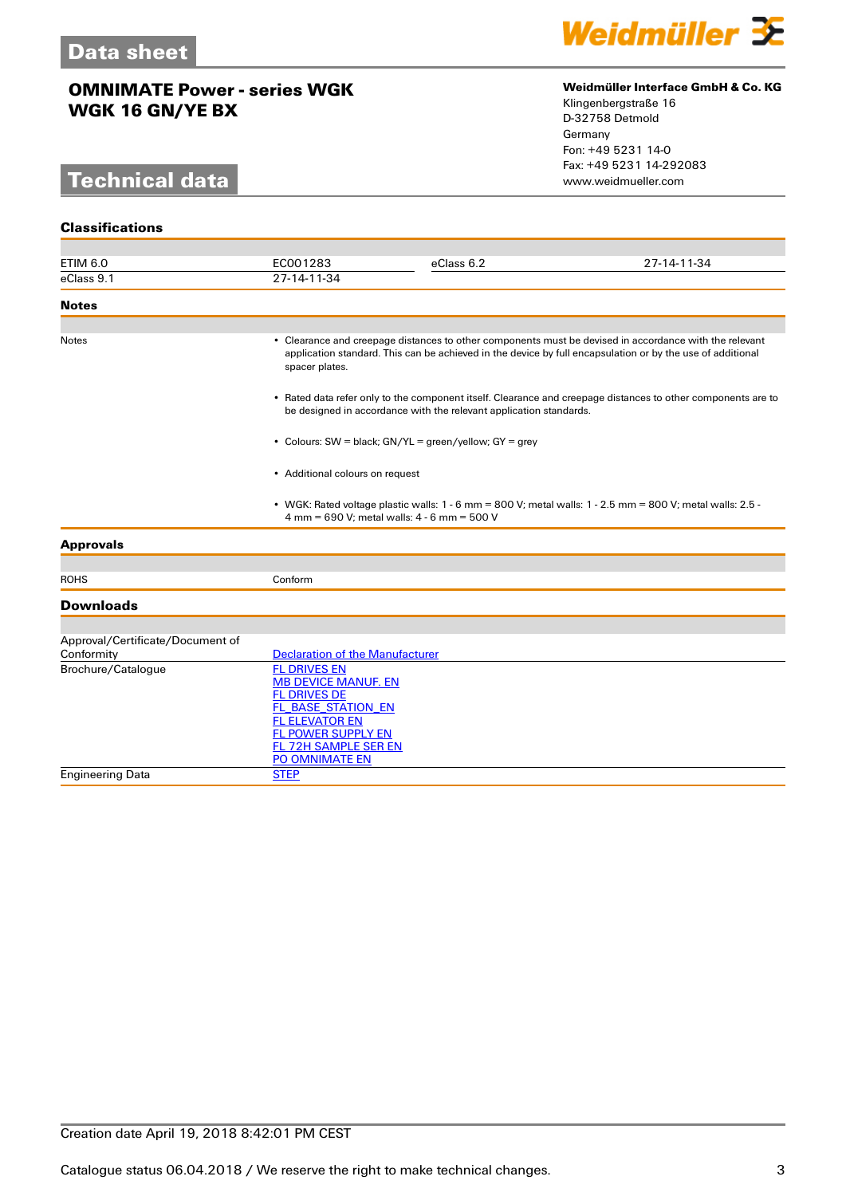# Data sheet

## OMNIMATE Power - series WGK
## WGK 16 GN/YE BX

**Weidmüller Interface GmbH & Co. KG**
Klingenbergstraße 16
D-32758 Detmold
Germany
Fon: +49 5231 14-0
Fax: +49 5231 14-292083
www.weidmueller.com

# Technical data

### Classifications

| | | | |
|---|---|---|---|
| ETIM 6.0 | EC001283 | eClass 6.2 | 27-14-11-34 |
| eClass 9.1 | 27-14-11-34 | | |

### Notes

| | |
|---|---|
| Notes | • Clearance and creepage distances to other components must be devised in accordance with the relevant application standard. This can be achieved in the device by full encapsulation or by the use of additional spacer plates.<br><br>• Rated data refer only to the component itself. Clearance and creepage distances to other components are to be designed in accordance with the relevant application standards.<br><br>• Colours: SW = black; GN/YL = green/yellow; GY = grey<br><br>• Additional colours on request<br><br>• WGK: Rated voltage plastic walls: 1 - 6 mm = 800 V; metal walls: 1 - 2.5 mm = 800 V; metal walls: 2.5 - 4 mm = 690 V; metal walls: 4 - 6 mm = 500 V |

### Approvals

| | |
|---|---|
| ROHS | Conform |

### Downloads

| | |
|---|---|
| Approval/Certificate/Document of Conformity | Declaration of the Manufacturer |
| Brochure/Catalogue | FL DRIVES EN<br>MB DEVICE MANUF. EN<br>FL DRIVES DE<br>FL_BASE_STATION_EN<br>FL ELEVATOR EN<br>FL POWER SUPPLY EN<br>FL 72H SAMPLE SER EN<br>PO OMNIMATE EN |
| Engineering Data | STEP |

Creation date April 19, 2018 8:42:01 PM CEST

Catalogue status 06.04.2018 / We reserve the right to make technical changes.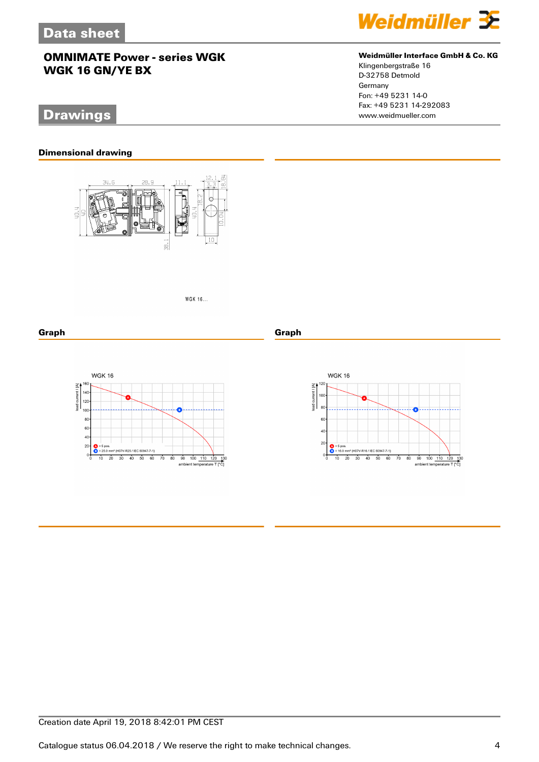# Data sheet

## OMNIMATE Power - series WGK
## WGK 16 GN/YE BX

**Weidmüller Interface GmbH & Co. KG**
Klingenbergstraße 16
D-32758 Detmold
Germany
Fon: +49 5231 14-0
Fax: +49 5231 14-292083
www.weidmueller.com

## Drawings

### Dimensional drawing

34.6
28.9
11.1
12.1
3.3
18.84
40.4
40
18.2
40.4
10.04
38.1
10

WGK 16...

### Graph

WGK 16

load current I [A]
160
140
120
100
80
60
40
20
0

0 10 20 30 40 50 60 70 80 90 100 110 120 130
ambient temperature T [°C]

A = 5 pos.
B = 25.0 mm² (H07V-R25 / IEC 60947-7-1)

### Graph

WGK 16

load current I [A]
120
100
80
60
40
20
0

0 10 20 30 40 50 60 70 80 90 100 110 120 130
ambient temperature T [°C]

A = 5 pos.
B = 16.0 mm² (H07V-R16 / IEC 60947-7-1)

Creation date April 19, 2018 8:42:01 PM CEST

Catalogue status 06.04.2018 / We reserve the right to make technical changes.